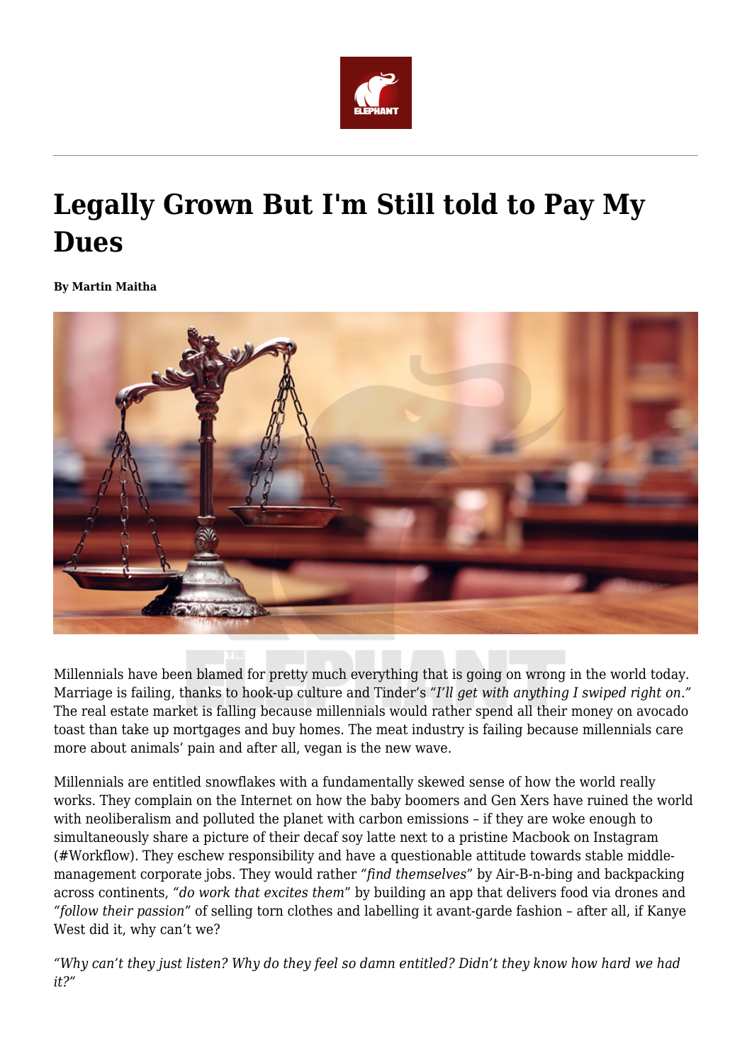# Legally Grown But I'm Still told to Pay My Dues

**By Martin Maitha**

Millennials have been blamed for pretty much everything that is going on wrong in the world today. Marriage is failing, thanks to hook-up culture and Tinder's *"I'll get with anything I swiped right on."* The real estate market is falling because millennials would rather spend all their money on avocado toast than take up mortgages and buy homes. The meat industry is failing because millennials care more about animals' pain and after all, vegan is the new wave.

Millennials are entitled snowflakes with a fundamentally skewed sense of how the world really works. They complain on the Internet on how the baby boomers and Gen Xers have ruined the world with neoliberalism and polluted the planet with carbon emissions – if they are woke enough to simultaneously share a picture of their decaf soy latte next to a pristine Macbook on Instagram (#Workflow). They eschew responsibility and have a questionable attitude towards stable middle-management corporate jobs. They would rather *"find themselves"* by Air-B-n-bing and backpacking across continents, *"do work that excites them"* by building an app that delivers food via drones and *"follow their passion"* of selling torn clothes and labelling it avant-garde fashion – after all, if Kanye West did it, why can't we?

*"Why can't they just listen? Why do they feel so damn entitled? Didn't they know how hard we had it?"*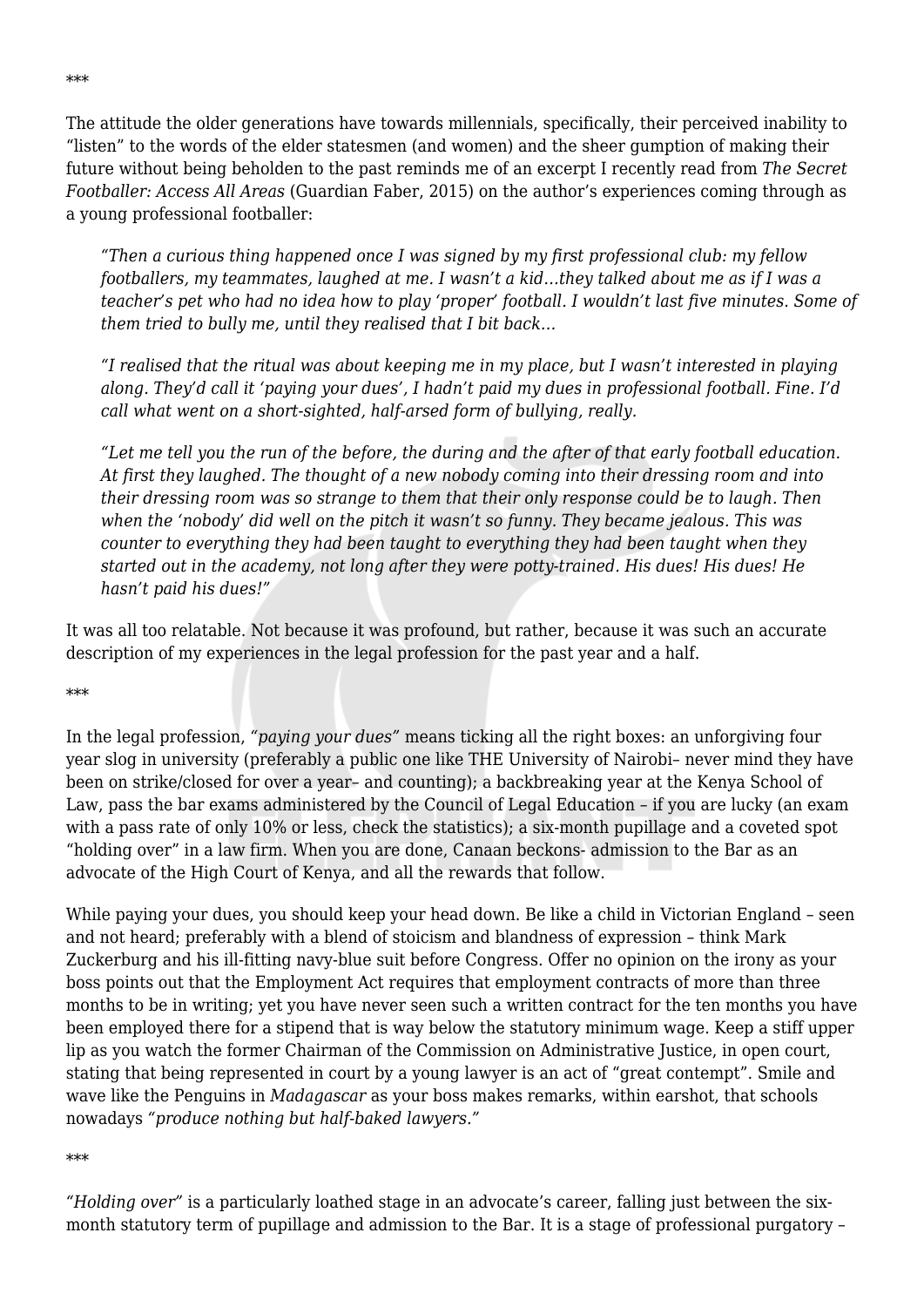\*\*\*

The attitude the older generations have towards millennials, specifically, their perceived inability to "listen" to the words of the elder statesmen (and women) and the sheer gumption of making their future without being beholden to the past reminds me of an excerpt I recently read from *The Secret Footballer: Access All Areas* (Guardian Faber, 2015) on the author's experiences coming through as a young professional footballer:

> *"Then a curious thing happened once I was signed by my first professional club: my fellow footballers, my teammates, laughed at me. I wasn't a kid…they talked about me as if I was a teacher's pet who had no idea how to play 'proper' football. I wouldn't last five minutes. Some of them tried to bully me, until they realised that I bit back…*
>
> *"I realised that the ritual was about keeping me in my place, but I wasn't interested in playing along. They'd call it 'paying your dues', I hadn't paid my dues in professional football. Fine. I'd call what went on a short-sighted, half-arsed form of bullying, really.*
>
> *"Let me tell you the run of the before, the during and the after of that early football education. At first they laughed. The thought of a new nobody coming into their dressing room and into their dressing room was so strange to them that their only response could be to laugh. Then when the 'nobody' did well on the pitch it wasn't so funny. They became jealous. This was counter to everything they had been taught to everything they had been taught when they started out in the academy, not long after they were potty-trained. His dues! His dues! He hasn't paid his dues!"*

It was all too relatable. Not because it was profound, but rather, because it was such an accurate description of my experiences in the legal profession for the past year and a half.

\*\*\*

In the legal profession, *"paying your dues"* means ticking all the right boxes: an unforgiving four year slog in university (preferably a public one like THE University of Nairobi– never mind they have been on strike/closed for over a year– and counting); a backbreaking year at the Kenya School of Law, pass the bar exams administered by the Council of Legal Education – if you are lucky (an exam with a pass rate of only 10% or less, check the statistics); a six-month pupillage and a coveted spot "holding over" in a law firm. When you are done, Canaan beckons- admission to the Bar as an advocate of the High Court of Kenya, and all the rewards that follow.

While paying your dues, you should keep your head down. Be like a child in Victorian England – seen and not heard; preferably with a blend of stoicism and blandness of expression – think Mark Zuckerburg and his ill-fitting navy-blue suit before Congress. Offer no opinion on the irony as your boss points out that the Employment Act requires that employment contracts of more than three months to be in writing; yet you have never seen such a written contract for the ten months you have been employed there for a stipend that is way below the statutory minimum wage. Keep a stiff upper lip as you watch the former Chairman of the Commission on Administrative Justice, in open court, stating that being represented in court by a young lawyer is an act of "great contempt". Smile and wave like the Penguins in *Madagascar* as your boss makes remarks, within earshot, that schools nowadays *"produce nothing but half-baked lawyers."*

\*\*\*

"*Holding over*" is a particularly loathed stage in an advocate's career, falling just between the six-month statutory term of pupillage and admission to the Bar. It is a stage of professional purgatory –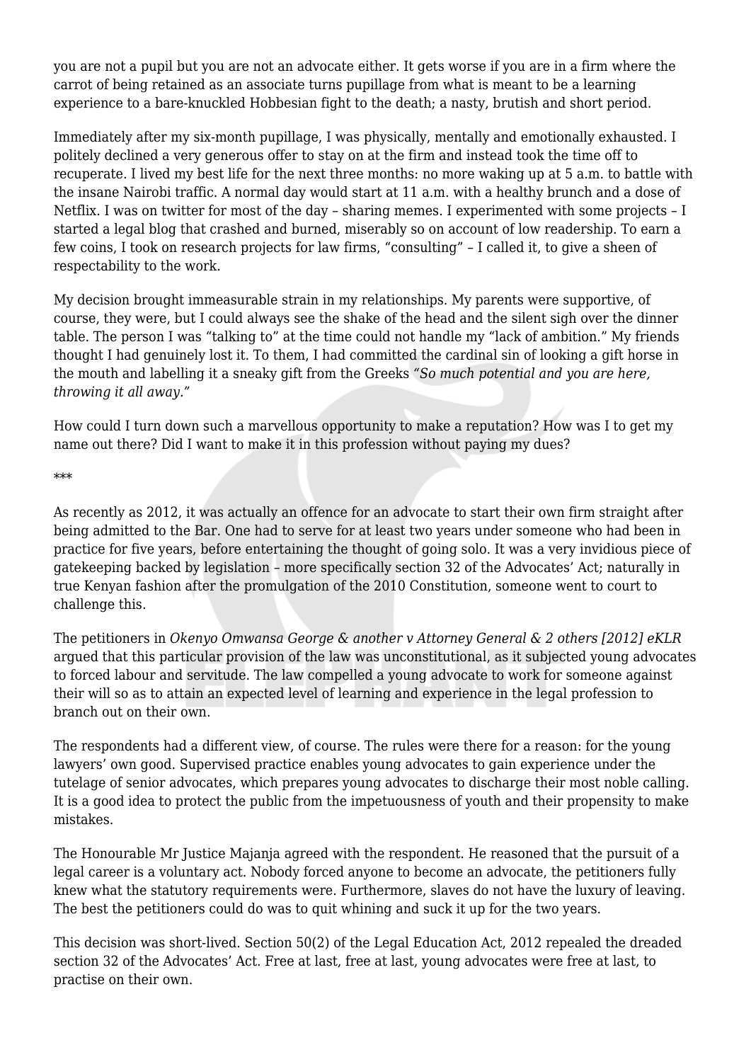you are not a pupil but you are not an advocate either. It gets worse if you are in a firm where the carrot of being retained as an associate turns pupillage from what is meant to be a learning experience to a bare-knuckled Hobbesian fight to the death; a nasty, brutish and short period.

Immediately after my six-month pupillage, I was physically, mentally and emotionally exhausted. I politely declined a very generous offer to stay on at the firm and instead took the time off to recuperate. I lived my best life for the next three months: no more waking up at 5 a.m. to battle with the insane Nairobi traffic. A normal day would start at 11 a.m. with a healthy brunch and a dose of Netflix. I was on twitter for most of the day – sharing memes. I experimented with some projects – I started a legal blog that crashed and burned, miserably so on account of low readership. To earn a few coins, I took on research projects for law firms, "consulting" – I called it, to give a sheen of respectability to the work.

My decision brought immeasurable strain in my relationships. My parents were supportive, of course, they were, but I could always see the shake of the head and the silent sigh over the dinner table. The person I was "talking to" at the time could not handle my "lack of ambition." My friends thought I had genuinely lost it. To them, I had committed the cardinal sin of looking a gift horse in the mouth and labelling it a sneaky gift from the Greeks *"So much potential and you are here, throwing it all away."*

How could I turn down such a marvellous opportunity to make a reputation? How was I to get my name out there? Did I want to make it in this profession without paying my dues?

***

As recently as 2012, it was actually an offence for an advocate to start their own firm straight after being admitted to the Bar. One had to serve for at least two years under someone who had been in practice for five years, before entertaining the thought of going solo. It was a very invidious piece of gatekeeping backed by legislation – more specifically section 32 of the Advocates' Act; naturally in true Kenyan fashion after the promulgation of the 2010 Constitution, someone went to court to challenge this.

The petitioners in *Okenyo Omwansa George & another v Attorney General & 2 others [2012] eKLR* argued that this particular provision of the law was unconstitutional, as it subjected young advocates to forced labour and servitude. The law compelled a young advocate to work for someone against their will so as to attain an expected level of learning and experience in the legal profession to branch out on their own.

The respondents had a different view, of course. The rules were there for a reason: for the young lawyers' own good. Supervised practice enables young advocates to gain experience under the tutelage of senior advocates, which prepares young advocates to discharge their most noble calling. It is a good idea to protect the public from the impetuousness of youth and their propensity to make mistakes.

The Honourable Mr Justice Majanja agreed with the respondent. He reasoned that the pursuit of a legal career is a voluntary act. Nobody forced anyone to become an advocate, the petitioners fully knew what the statutory requirements were. Furthermore, slaves do not have the luxury of leaving. The best the petitioners could do was to quit whining and suck it up for the two years.

This decision was short-lived. Section 50(2) of the Legal Education Act, 2012 repealed the dreaded section 32 of the Advocates' Act. Free at last, free at last, young advocates were free at last, to practise on their own.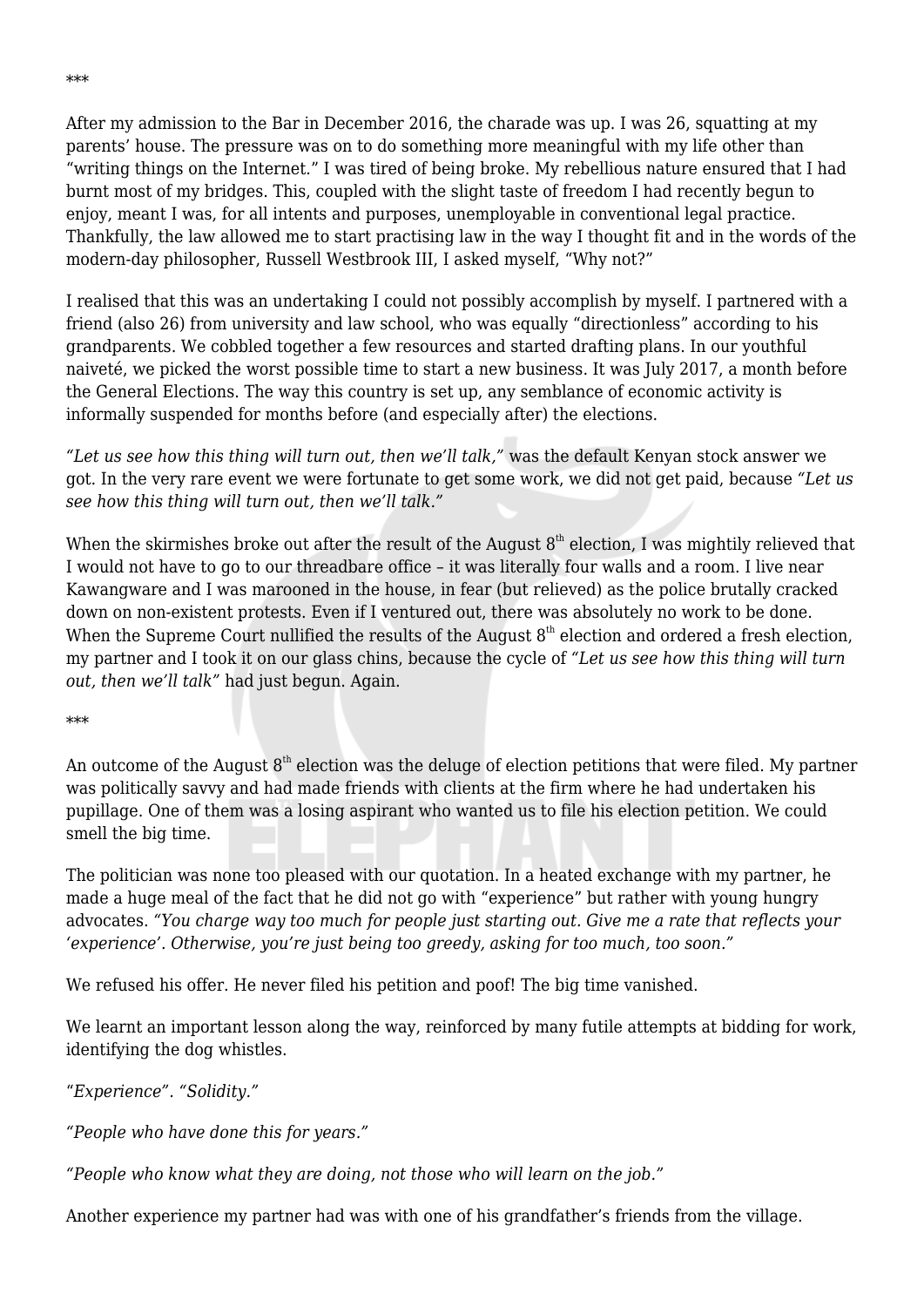***

After my admission to the Bar in December 2016, the charade was up. I was 26, squatting at my parents' house. The pressure was on to do something more meaningful with my life other than "writing things on the Internet." I was tired of being broke. My rebellious nature ensured that I had burnt most of my bridges. This, coupled with the slight taste of freedom I had recently begun to enjoy, meant I was, for all intents and purposes, unemployable in conventional legal practice. Thankfully, the law allowed me to start practising law in the way I thought fit and in the words of the modern-day philosopher, Russell Westbrook III, I asked myself, "Why not?"

I realised that this was an undertaking I could not possibly accomplish by myself. I partnered with a friend (also 26) from university and law school, who was equally "directionless" according to his grandparents. We cobbled together a few resources and started drafting plans. In our youthful naiveté, we picked the worst possible time to start a new business. It was July 2017, a month before the General Elections. The way this country is set up, any semblance of economic activity is informally suspended for months before (and especially after) the elections.

*"Let us see how this thing will turn out, then we'll talk,"* was the default Kenyan stock answer we got. In the very rare event we were fortunate to get some work, we did not get paid, because *"Let us see how this thing will turn out, then we'll talk."*

When the skirmishes broke out after the result of the August 8th election, I was mightily relieved that I would not have to go to our threadbare office – it was literally four walls and a room. I live near Kawangware and I was marooned in the house, in fear (but relieved) as the police brutally cracked down on non-existent protests. Even if I ventured out, there was absolutely no work to be done. When the Supreme Court nullified the results of the August 8th election and ordered a fresh election, my partner and I took it on our glass chins, because the cycle of *"Let us see how this thing will turn out, then we'll talk"* had just begun. Again.

***

An outcome of the August 8th election was the deluge of election petitions that were filed. My partner was politically savvy and had made friends with clients at the firm where he had undertaken his pupillage. One of them was a losing aspirant who wanted us to file his election petition. We could smell the big time.

The politician was none too pleased with our quotation. In a heated exchange with my partner, he made a huge meal of the fact that he did not go with "experience" but rather with young hungry advocates. *"You charge way too much for people just starting out. Give me a rate that reflects your 'experience'. Otherwise, you're just being too greedy, asking for too much, too soon."*

We refused his offer. He never filed his petition and poof! The big time vanished.

We learnt an important lesson along the way, reinforced by many futile attempts at bidding for work, identifying the dog whistles.

*"Experience". "Solidity."*

*"People who have done this for years."*

*"People who know what they are doing, not those who will learn on the job."*

Another experience my partner had was with one of his grandfather's friends from the village.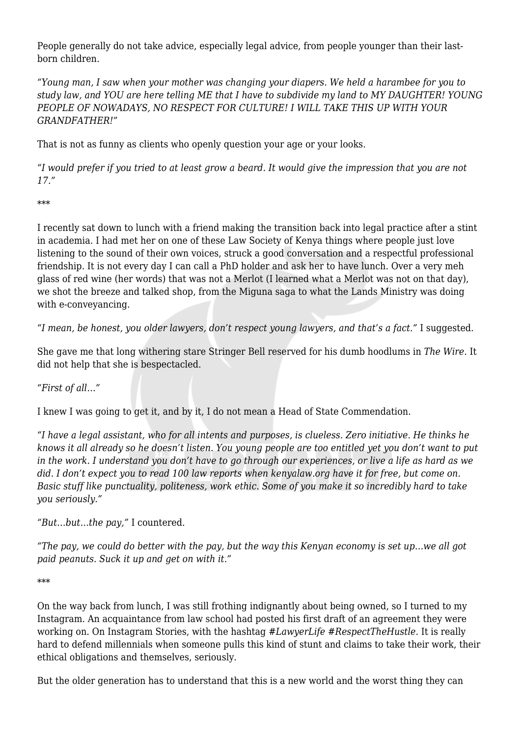People generally do not take advice, especially legal advice, from people younger than their last-born children.

*"Young man, I saw when your mother was changing your diapers. We held a harambee for you to study law, and YOU are here telling ME that I have to subdivide my land to MY DAUGHTER! YOUNG PEOPLE OF NOWADAYS, NO RESPECT FOR CULTURE! I WILL TAKE THIS UP WITH YOUR GRANDFATHER!"*

That is not as funny as clients who openly question your age or your looks.

*"I would prefer if you tried to at least grow a beard. It would give the impression that you are not 17."*

***

I recently sat down to lunch with a friend making the transition back into legal practice after a stint in academia. I had met her on one of these Law Society of Kenya things where people just love listening to the sound of their own voices, struck a good conversation and a respectful professional friendship. It is not every day I can call a PhD holder and ask her to have lunch. Over a very meh glass of red wine (her words) that was not a Merlot (I learned what a Merlot was not on that day), we shot the breeze and talked shop, from the Miguna saga to what the Lands Ministry was doing with e-conveyancing.

*"I mean, be honest, you older lawyers, don't respect young lawyers, and that's a fact."* I suggested.

She gave me that long withering stare Stringer Bell reserved for his dumb hoodlums in *The Wire*. It did not help that she is bespectacled.

*"First of all…"*

I knew I was going to get it, and by it, I do not mean a Head of State Commendation.

*"I have a legal assistant, who for all intents and purposes, is clueless. Zero initiative. He thinks he knows it all already so he doesn't listen. You young people are too entitled yet you don't want to put in the work. I understand you don't have to go through our experiences, or live a life as hard as we did. I don't expect you to read 100 law reports when kenyalaw.org have it for free, but come on. Basic stuff like punctuality, politeness, work ethic. Some of you make it so incredibly hard to take you seriously."*

*"But…but…the pay,"* I countered.

*"The pay, we could do better with the pay, but the way this Kenyan economy is set up…we all got paid peanuts. Suck it up and get on with it."*

***

On the way back from lunch, I was still frothing indignantly about being owned, so I turned to my Instagram. An acquaintance from law school had posted his first draft of an agreement they were working on. On Instagram Stories, with the hashtag *#LawyerLife #RespectTheHustle*. It is really hard to defend millennials when someone pulls this kind of stunt and claims to take their work, their ethical obligations and themselves, seriously.

But the older generation has to understand that this is a new world and the worst thing they can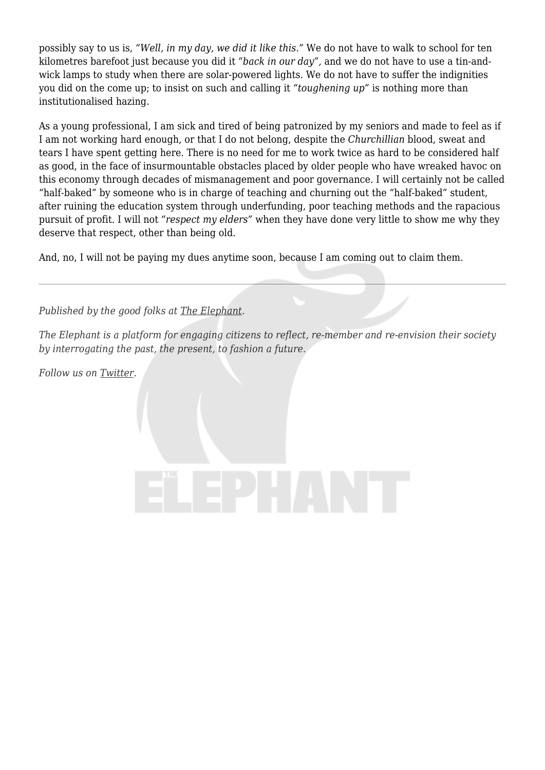possibly say to us is, *"Well, in my day, we did it like this."* We do not have to walk to school for ten kilometres barefoot just because you did it *"back in our day"*, and we do not have to use a tin-and-wick lamps to study when there are solar-powered lights. We do not have to suffer the indignities you did on the come up; to insist on such and calling it *"toughening up"* is nothing more than institutionalised hazing.

As a young professional, I am sick and tired of being patronized by my seniors and made to feel as if I am not working hard enough, or that I do not belong, despite the *Churchillian* blood, sweat and tears I have spent getting here. There is no need for me to work twice as hard to be considered half as good, in the face of insurmountable obstacles placed by older people who have wreaked havoc on this economy through decades of mismanagement and poor governance. I will certainly not be called "half-baked" by someone who is in charge of teaching and churning out the "half-baked" student, after ruining the education system through underfunding, poor teaching methods and the rapacious pursuit of profit. I will not *"respect my elders"* when they have done very little to show me why they deserve that respect, other than being old.

And, no, I will not be paying my dues anytime soon, because I am coming out to claim them.

---

*Published by the good folks at The Elephant.*

*The Elephant is a platform for engaging citizens to reflect, re-member and re-envision their society by interrogating the past, the present, to fashion a future.*

*Follow us on Twitter.*